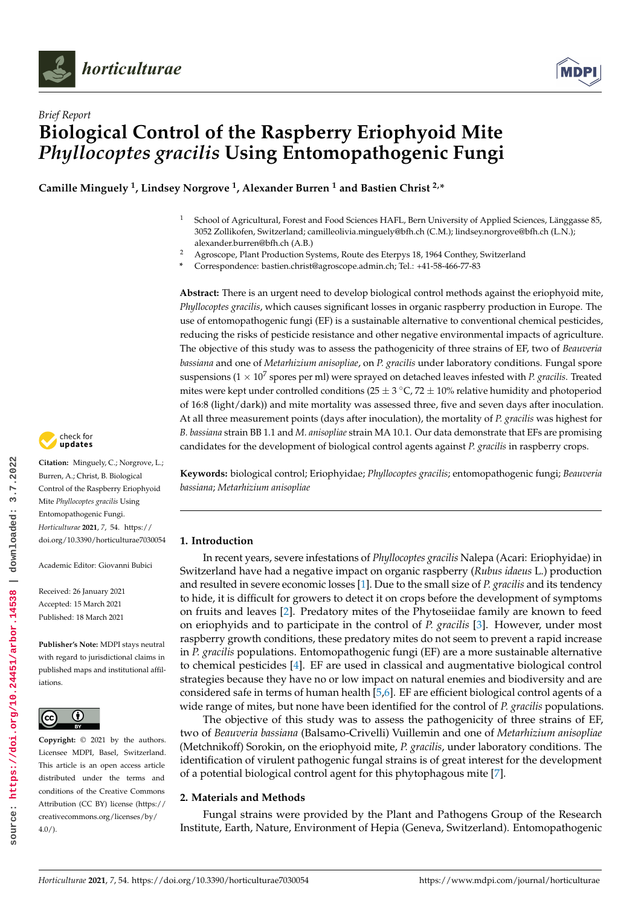*Brief Report*

# Biological Control of the Raspberry Eriophyoid Mite *Phyllocoptes gracilis* Using Entomopathogenic Fungi

**Camille Minguely [1], Lindsey Norgrove [1], Alexander Burren [1] and Bastien Christ [2,*]**

[1] School of Agricultural, Forest and Food Sciences HAFL, Bern University of Applied Sciences, Länggasse 85, 3052 Zollikofen, Switzerland; camilleolivia.minguely@bfh.ch (C.M.); lindsey.norgrove@bfh.ch (L.N.); alexander.burren@bfh.ch (A.B.)

[2] Agroscope, Plant Production Systems, Route des Eterpys 18, 1964 Conthey, Switzerland

[*] Correspondence: bastien.christ@agroscope.admin.ch; Tel.: +41-58-466-77-83

**Abstract:** There is an urgent need to develop biological control methods against the eriophyoid mite, *Phyllocoptes gracilis*, which causes significant losses in organic raspberry production in Europe. The use of entomopathogenic fungi (EF) is a sustainable alternative to conventional chemical pesticides, reducing the risks of pesticide resistance and other negative environmental impacts of agriculture. The objective of this study was to assess the pathogenicity of three strains of EF, two of *Beauveria bassiana* and one of *Metarhizium anisopliae*, on *P. gracilis* under laboratory conditions. Fungal spore suspensions ($1 \times 10^7$ spores per ml) were sprayed on detached leaves infested with *P. gracilis*. Treated mites were kept under controlled conditions (25 ± 3 °C, 72 ± 10% relative humidity and photoperiod of 16:8 (light/dark)) and mite mortality was assessed three, five and seven days after inoculation. At all three measurement points (days after inoculation), the mortality of *P. gracilis* was highest for *B. bassiana* strain BB 1.1 and *M. anisopliae* strain MA 10.1. Our data demonstrate that EFs are promising candidates for the development of biological control agents against *P. gracilis* in raspberry crops.

**Keywords:** biological control; Eriophyidae; *Phyllocoptes gracilis*; entomopathogenic fungi; *Beauveria bassiana*; *Metarhizium anisopliae*

**Citation:** Minguely, C.; Norgrove, L.; Burren, A.; Christ, B. Biological Control of the Raspberry Eriophyoid Mite *Phyllocoptes gracilis* Using Entomopathogenic Fungi. *Horticulturae* **2021**, *7*, 54. https://doi.org/10.3390/horticulturae7030054

Academic Editor: Giovanni Bubici

Received: 26 January 2021
Accepted: 15 March 2021
Published: 18 March 2021

**Publisher's Note:** MDPI stays neutral with regard to jurisdictional claims in published maps and institutional affiliations.

**Copyright:** © 2021 by the authors. Licensee MDPI, Basel, Switzerland. This article is an open access article distributed under the terms and conditions of the Creative Commons Attribution (CC BY) license (https://creativecommons.org/licenses/by/4.0/).

## 1. Introduction

In recent years, severe infestations of *Phyllocoptes gracilis* Nalepa (Acari: Eriophyidae) in Switzerland have had a negative impact on organic raspberry (*Rubus idaeus* L.) production and resulted in severe economic losses [1]. Due to the small size of *P. gracilis* and its tendency to hide, it is difficult for growers to detect it on crops before the development of symptoms on fruits and leaves [2]. Predatory mites of the Phytoseiidae family are known to feed on eriophyids and to participate in the control of *P. gracilis* [3]. However, under most raspberry growth conditions, these predatory mites do not seem to prevent a rapid increase in *P. gracilis* populations. Entomopathogenic fungi (EF) are a more sustainable alternative to chemical pesticides [4]. EF are used in classical and augmentative biological control strategies because they have no or low impact on natural enemies and biodiversity and are considered safe in terms of human health [5,6]. EF are efficient biological control agents of a wide range of mites, but none have been identified for the control of *P. gracilis* populations.

The objective of this study was to assess the pathogenicity of three strains of EF, two of *Beauveria bassiana* (Balsamo-Crivelli) Vuillemin and one of *Metarhizium anisopliae* (Metchnikoff) Sorokin, on the eriophyoid mite, *P. gracilis*, under laboratory conditions. The identification of virulent pathogenic fungal strains is of great interest for the development of a potential biological control agent for this phytophagous mite [7].

## 2. Materials and Methods

Fungal strains were provided by the Plant and Pathogens Group of the Research Institute, Earth, Nature, Environment of Hepia (Geneva, Switzerland). Entomopathogenic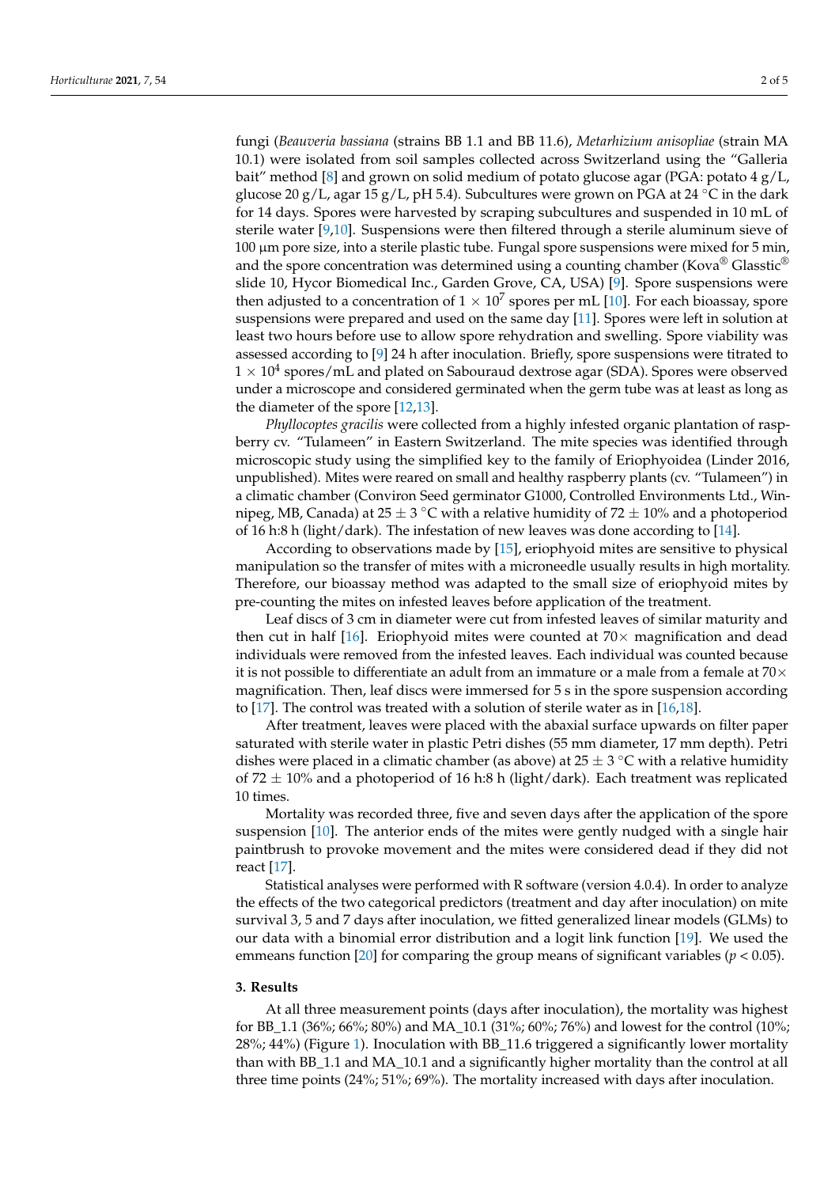fungi (*Beauveria bassiana* (strains BB 1.1 and BB 11.6), *Metarhizium anisopliae* (strain MA 10.1) were isolated from soil samples collected across Switzerland using the "Galleria bait" method [8] and grown on solid medium of potato glucose agar (PGA: potato 4 g/L, glucose 20 g/L, agar 15 g/L, pH 5.4). Subcultures were grown on PGA at 24 °C in the dark for 14 days. Spores were harvested by scraping subcultures and suspended in 10 mL of sterile water [9,10]. Suspensions were then filtered through a sterile aluminum sieve of 100 µm pore size, into a sterile plastic tube. Fungal spore suspensions were mixed for 5 min, and the spore concentration was determined using a counting chamber (Kova® Glasstic® slide 10, Hycor Biomedical Inc., Garden Grove, CA, USA) [9]. Spore suspensions were then adjusted to a concentration of $1 \times 10^7$ spores per mL [10]. For each bioassay, spore suspensions were prepared and used on the same day [11]. Spores were left in solution at least two hours before use to allow spore rehydration and swelling. Spore viability was assessed according to [9] 24 h after inoculation. Briefly, spore suspensions were titrated to $1 \times 10^4$ spores/mL and plated on Sabouraud dextrose agar (SDA). Spores were observed under a microscope and considered germinated when the germ tube was at least as long as the diameter of the spore [12,13].

*Phyllocoptes gracilis* were collected from a highly infested organic plantation of raspberry cv. "Tulameen" in Eastern Switzerland. The mite species was identified through microscopic study using the simplified key to the family of Eriophyoidea (Linder 2016, unpublished). Mites were reared on small and healthy raspberry plants (cv. "Tulameen") in a climatic chamber (Conviron Seed germinator G1000, Controlled Environments Ltd., Winnipeg, MB, Canada) at 25 ± 3 °C with a relative humidity of 72 ± 10% and a photoperiod of 16 h:8 h (light/dark). The infestation of new leaves was done according to [14].

According to observations made by [15], eriophyoid mites are sensitive to physical manipulation so the transfer of mites with a microneedle usually results in high mortality. Therefore, our bioassay method was adapted to the small size of eriophyoid mites by pre-counting the mites on infested leaves before application of the treatment.

Leaf discs of 3 cm in diameter were cut from infested leaves of similar maturity and then cut in half [16]. Eriophyoid mites were counted at 70× magnification and dead individuals were removed from the infested leaves. Each individual was counted because it is not possible to differentiate an adult from an immature or a male from a female at 70× magnification. Then, leaf discs were immersed for 5 s in the spore suspension according to [17]. The control was treated with a solution of sterile water as in [16,18].

After treatment, leaves were placed with the abaxial surface upwards on filter paper saturated with sterile water in plastic Petri dishes (55 mm diameter, 17 mm depth). Petri dishes were placed in a climatic chamber (as above) at 25 ± 3 °C with a relative humidity of 72 ± 10% and a photoperiod of 16 h:8 h (light/dark). Each treatment was replicated 10 times.

Mortality was recorded three, five and seven days after the application of the spore suspension [10]. The anterior ends of the mites were gently nudged with a single hair paintbrush to provoke movement and the mites were considered dead if they did not react [17].

Statistical analyses were performed with R software (version 4.0.4). In order to analyze the effects of the two categorical predictors (treatment and day after inoculation) on mite survival 3, 5 and 7 days after inoculation, we fitted generalized linear models (GLMs) to our data with a binomial error distribution and a logit link function [19]. We used the emmeans function [20] for comparing the group means of significant variables ($p < 0.05$).

## 3. Results

At all three measurement points (days after inoculation), the mortality was highest for BB_1.1 (36%; 66%; 80%) and MA_10.1 (31%; 60%; 76%) and lowest for the control (10%; 28%; 44%) (Figure 1). Inoculation with BB_11.6 triggered a significantly lower mortality than with BB_1.1 and MA_10.1 and a significantly higher mortality than the control at all three time points (24%; 51%; 69%). The mortality increased with days after inoculation.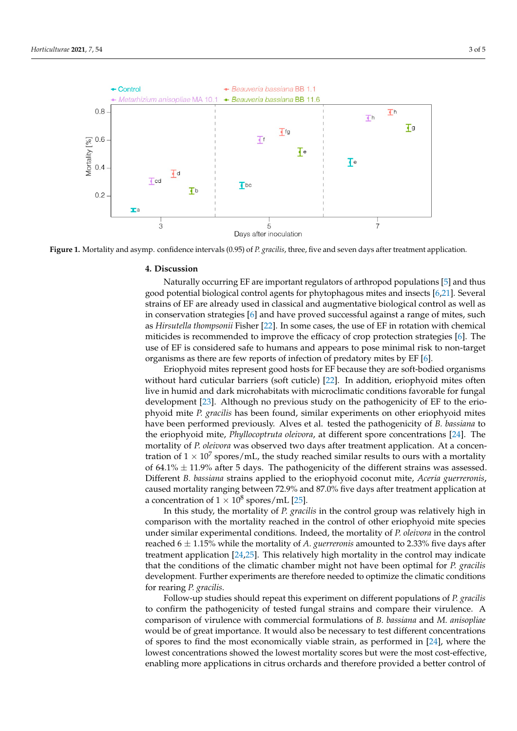**Figure 1.** Mortality and asymp. confidence intervals (0.95) of *P. gracilis*, three, five and seven days after treatment application.

## 4. Discussion

Naturally occurring EF are important regulators of arthropod populations [5] and thus good potential biological control agents for phytophagous mites and insects [6,21]. Several strains of EF are already used in classical and augmentative biological control as well as in conservation strategies [6] and have proved successful against a range of mites, such as *Hirsutella thompsonii* Fisher [22]. In some cases, the use of EF in rotation with chemical miticides is recommended to improve the efficacy of crop protection strategies [6]. The use of EF is considered safe to humans and appears to pose minimal risk to non-target organisms as there are few reports of infection of predatory mites by EF [6].

Eriophyoid mites represent good hosts for EF because they are soft-bodied organisms without hard cuticular barriers (soft cuticle) [22]. In addition, eriophyoid mites often live in humid and dark microhabitats with microclimatic conditions favorable for fungal development [23]. Although no previous study on the pathogenicity of EF to the eriophyoid mite *P. gracilis* has been found, similar experiments on other eriophyoid mites have been performed previously. Alves et al. tested the pathogenicity of *B. bassiana* to the eriophyoid mite, *Phyllocoptruta oleivora*, at different spore concentrations [24]. The mortality of *P. oleivora* was observed two days after treatment application. At a concentration of $1 \times 10^7$ spores/mL, the study reached similar results to ours with a mortality of 64.1% ± 11.9% after 5 days. The pathogenicity of the different strains was assessed. Different *B. bassiana* strains applied to the eriophyoid coconut mite, *Aceria guerreronis*, caused mortality ranging between 72.9% and 87.0% five days after treatment application at a concentration of $1 \times 10^8$ spores/mL [25].

In this study, the mortality of *P. gracilis* in the control group was relatively high in comparison with the mortality reached in the control of other eriophyoid mite species under similar experimental conditions. Indeed, the mortality of *P. oleivora* in the control reached 6 ± 1.15% while the mortality of *A. guerreronis* amounted to 2.33% five days after treatment application [24,25]. This relatively high mortality in the control may indicate that the conditions of the climatic chamber might not have been optimal for *P. gracilis* development. Further experiments are therefore needed to optimize the climatic conditions for rearing *P. gracilis*.

Follow-up studies should repeat this experiment on different populations of *P. gracilis* to confirm the pathogenicity of tested fungal strains and compare their virulence. A comparison of virulence with commercial formulations of *B. bassiana* and *M. anisopliae* would be of great importance. It would also be necessary to test different concentrations of spores to find the most economically viable strain, as performed in [24], where the lowest concentrations showed the lowest mortality scores but were the most cost-effective, enabling more applications in citrus orchards and therefore provided a better control of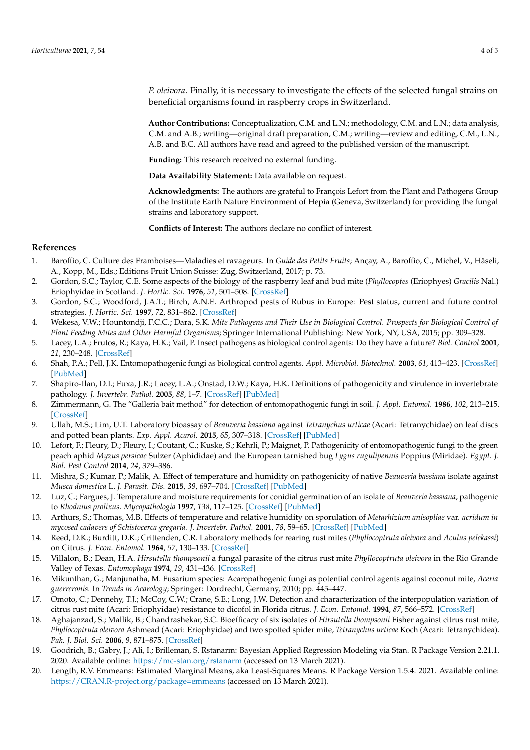*P. oleivora*. Finally, it is necessary to investigate the effects of the selected fungal strains on beneficial organisms found in raspberry crops in Switzerland.

**Author Contributions:** Conceptualization, C.M. and L.N.; methodology, C.M. and L.N.; data analysis, C.M. and A.B.; writing—original draft preparation, C.M.; writing—review and editing, C.M., L.N., A.B. and B.C. All authors have read and agreed to the published version of the manuscript.

**Funding:** This research received no external funding.

**Data Availability Statement:** Data available on request.

**Acknowledgments:** The authors are grateful to François Lefort from the Plant and Pathogens Group of the Institute Earth Nature Environment of Hepia (Geneva, Switzerland) for providing the fungal strains and laboratory support.

**Conflicts of Interest:** The authors declare no conflict of interest.

## References

1. Baroffio, C. Culture des Framboises—Maladies et ravageurs. In *Guide des Petits Fruits*; Ançay, A., Baroffio, C., Michel, V., Häseli, A., Kopp, M., Eds.; Editions Fruit Union Suisse: Zug, Switzerland, 2017; p. 73.
2. Gordon, S.C.; Taylor, C.E. Some aspects of the biology of the raspberry leaf and bud mite (*Phyllocoptes* (Eriophyes) *Gracilis* Nal.) Eriophyidae in Scotland. *J. Hortic. Sci.* **1976**, *51*, 501–508. [CrossRef]
3. Gordon, S.C.; Woodford, J.A.T.; Birch, A.N.E. Arthropod pests of Rubus in Europe: Pest status, current and future control strategies. *J. Hortic. Sci.* **1997**, *72*, 831–862. [CrossRef]
4. Wekesa, V.W.; Hountondji, F.C.C.; Dara, S.K. *Mite Pathogens and Their Use in Biological Control. Prospects for Biological Control of Plant Feeding Mites and Other Harmful Organisms*; Springer International Publishing: New York, NY, USA, 2015; pp. 309–328.
5. Lacey, L.A.; Frutos, R.; Kaya, H.K.; Vail, P. Insect pathogens as biological control agents: Do they have a future? *Biol. Control* **2001**, *21*, 230–248. [CrossRef]
6. Shah, P.A.; Pell, J.K. Entomopathogenic fungi as biological control agents. *Appl. Microbiol. Biotechnol.* **2003**, *61*, 413–423. [CrossRef] [PubMed]
7. Shapiro-Ilan, D.I.; Fuxa, J.R.; Lacey, L.A.; Onstad, D.W.; Kaya, H.K. Definitions of pathogenicity and virulence in invertebrate pathology. *J. Invertebr. Pathol.* **2005**, *88*, 1–7. [CrossRef] [PubMed]
8. Zimmermann, G. The "Galleria bait method" for detection of entomopathogenic fungi in soil. *J. Appl. Entomol.* **1986**, *102*, 213–215. [CrossRef]
9. Ullah, M.S.; Lim, U.T. Laboratory bioassay of *Beauveria bassiana* against *Tetranychus urticae* (Acari: Tetranychidae) on leaf discs and potted bean plants. *Exp. Appl. Acarol.* **2015**, *65*, 307–318. [CrossRef] [PubMed]
10. Lefort, F.; Fleury, D.; Fleury, I.; Coutant, C.; Kuske, S.; Kehrli, P.; Maignet, P. Pathogenicity of entomopathogenic fungi to the green peach aphid *Myzus persicae* Sulzer (Aphididae) and the European tarnished bug *Lygus rugulipennis* Poppius (Miridae). *Egypt. J. Biol. Pest Control* **2014**, *24*, 379–386.
11. Mishra, S.; Kumar, P.; Malik, A. Effect of temperature and humidity on pathogenicity of native *Beauveria bassiana* isolate against *Musca domestica* L. *J. Parasit. Dis.* **2015**, *39*, 697–704. [CrossRef] [PubMed]
12. Luz, C.; Fargues, J. Temperature and moisture requirements for conidial germination of an isolate of *Beauveria bassiana*, pathogenic to *Rhodnius prolixus*. *Mycopathologia* **1997**, *138*, 117–125. [CrossRef] [PubMed]
13. Arthurs, S.; Thomas, M.B. Effects of temperature and relative humidity on sporulation of *Metarhizium anisopliae* var. *acridum in mycosed cadavers of Schistocerca gregaria*. *J. Invertebr. Pathol.* **2001**, *78*, 59–65. [CrossRef] [PubMed]
14. Reed, D.K.; Burditt, D.K.; Crittenden, C.R. Laboratory methods for rearing rust mites (*Phyllocoptruta oleivora* and *Aculus pelekassi*) on Citrus. *J. Econ. Entomol.* **1964**, *57*, 130–133. [CrossRef]
15. Villalon, B.; Dean, H.A. *Hirsutella thompsonii* a fungal parasite of the citrus rust mite *Phyllocoptruta oleivora* in the Rio Grande Valley of Texas. *Entomophaga* **1974**, *19*, 431–436. [CrossRef]
16. Mikunthan, G.; Manjunatha, M. Fusarium species: Acaropathogenic fungi as potential control agents against coconut mite, *Aceria guerreronis*. In *Trends in Acarology*; Springer: Dordrecht, Germany, 2010; pp. 445–447.
17. Omoto, C.; Dennehy, T.J.; McCoy, C.W.; Crane, S.E.; Long, J.W. Detection and characterization of the interpopulation variation of citrus rust mite (Acari: Eriophyidae) resistance to dicofol in Florida citrus. *J. Econ. Entomol.* **1994**, *87*, 566–572. [CrossRef]
18. Aghajanzad, S.; Mallik, B.; Chandrashekar, S.C. Bioefficacy of six isolates of *Hirsutella thompsonii* Fisher against citrus rust mite, *Phyllocoptruta oleivora* Ashmead (Acari: Eriophyidae) and two spotted spider mite, *Tetranychus urticae* Koch (Acari: Tetranychidea). *Pak. J. Biol. Sci.* **2006**, *9*, 871–875. [CrossRef]
19. Goodrich, B.; Gabry, J.; Ali, I.; Brilleman, S. Rstanarm: Bayesian Applied Regression Modeling via Stan. R Package Version 2.21.1. 2020. Available online: https://mc-stan.org/rstanarm (accessed on 13 March 2021).
20. Length, R.V. Emmeans: Estimated Marginal Means, aka Least-Squares Means. R Package Version 1.5.4. 2021. Available online: https://CRAN.R-project.org/package=emmeans (accessed on 13 March 2021).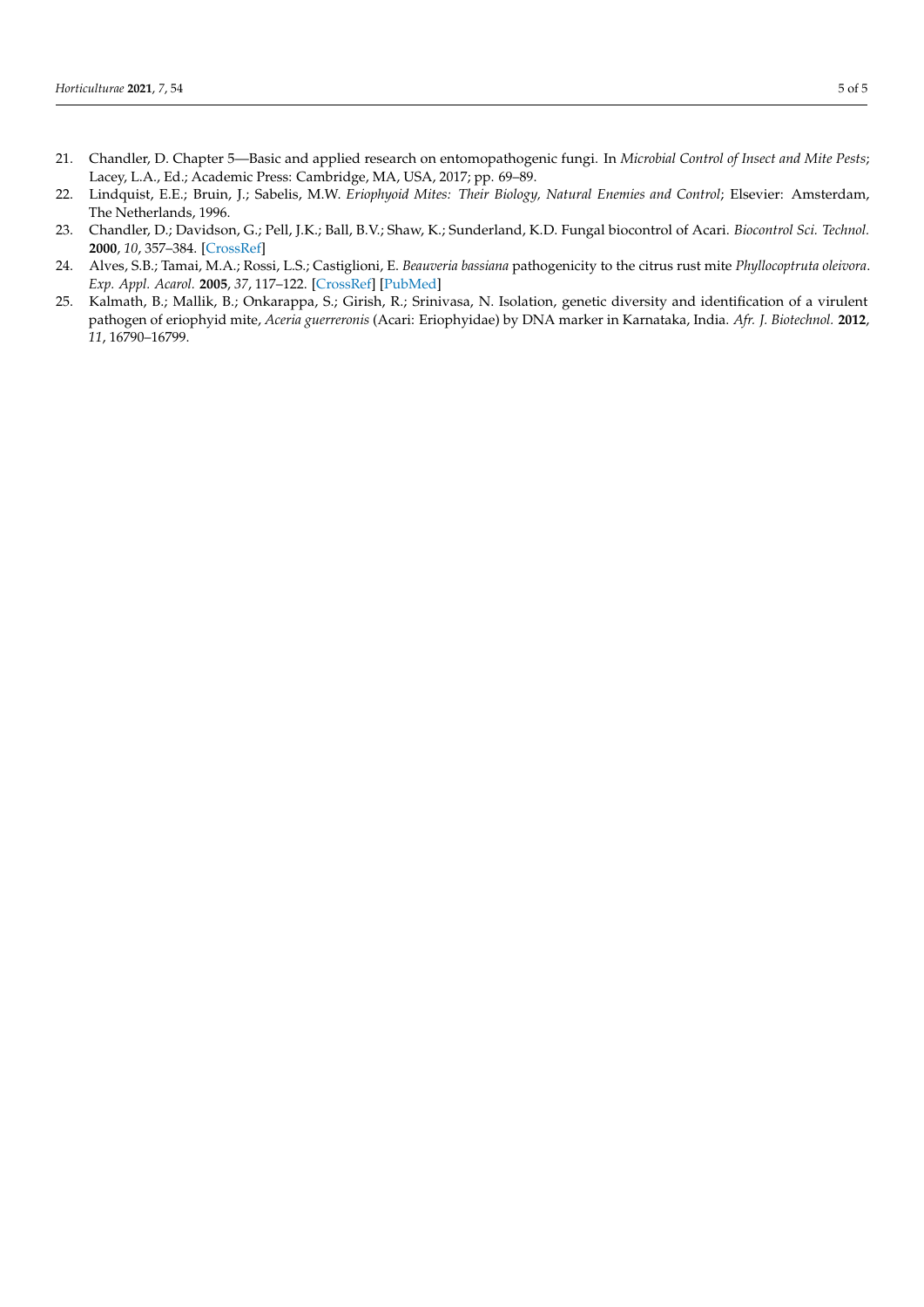21. Chandler, D. Chapter 5—Basic and applied research on entomopathogenic fungi. In *Microbial Control of Insect and Mite Pests*; Lacey, L.A., Ed.; Academic Press: Cambridge, MA, USA, 2017; pp. 69–89.
22. Lindquist, E.E.; Bruin, J.; Sabelis, M.W. *Eriophyoid Mites: Their Biology, Natural Enemies and Control*; Elsevier: Amsterdam, The Netherlands, 1996.
23. Chandler, D.; Davidson, G.; Pell, J.K.; Ball, B.V.; Shaw, K.; Sunderland, K.D. Fungal biocontrol of Acari. *Biocontrol Sci. Technol.* **2000**, *10*, 357–384. [CrossRef]
24. Alves, S.B.; Tamai, M.A.; Rossi, L.S.; Castiglioni, E. *Beauveria bassiana* pathogenicity to the citrus rust mite *Phyllocoptruta oleivora*. *Exp. Appl. Acarol.* **2005**, *37*, 117–122. [CrossRef] [PubMed]
25. Kalmath, B.; Mallik, B.; Onkarappa, S.; Girish, R.; Srinivasa, N. Isolation, genetic diversity and identification of a virulent pathogen of eriophyid mite, *Aceria guerreronis* (Acari: Eriophyidae) by DNA marker in Karnataka, India. *Afr. J. Biotechnol.* **2012**, *11*, 16790–16799.